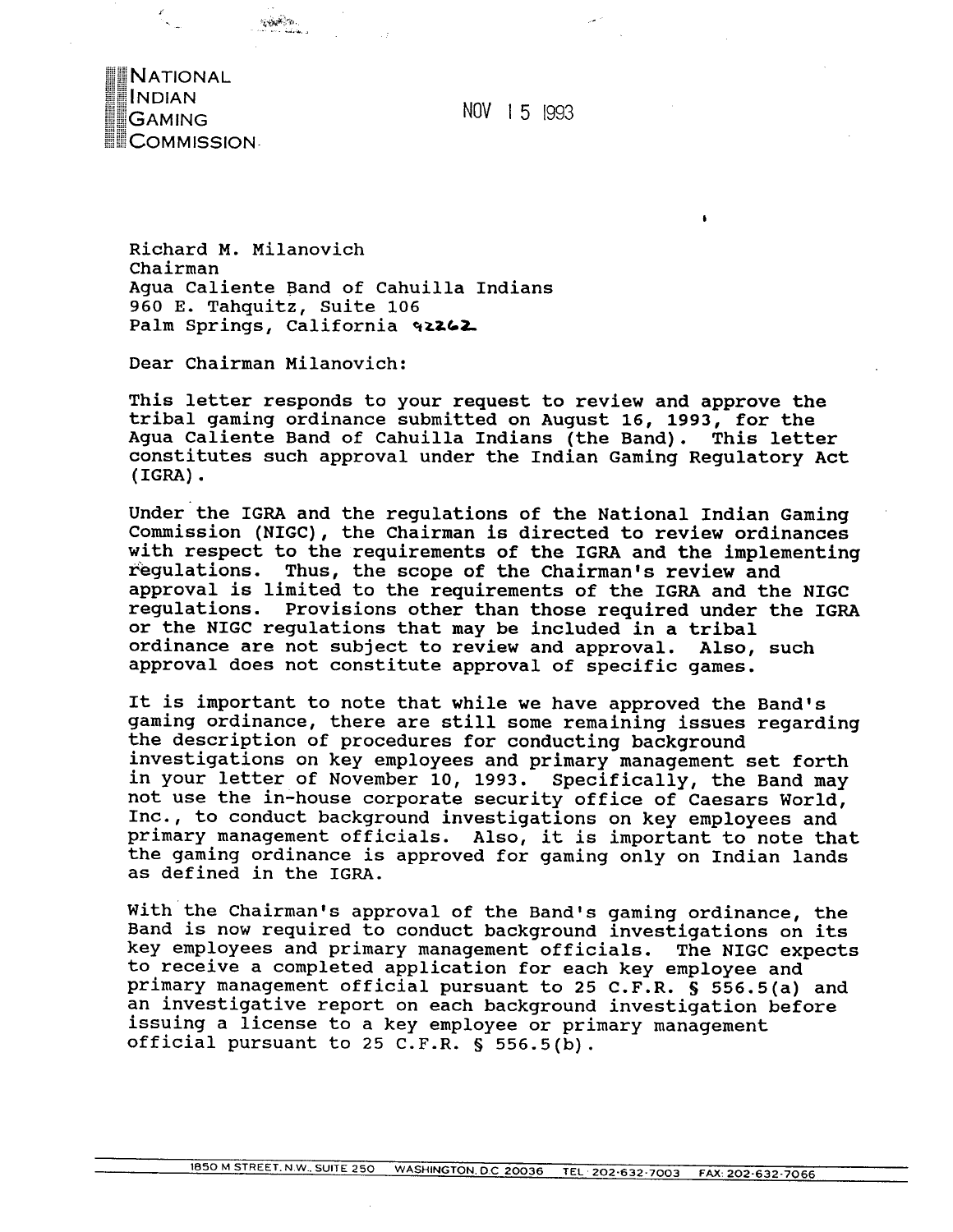NATIONAL
INDIAN
GAMING
COMMISSION

NOV 15 1993

Richard M. Milanovich
Chairman
Agua Caliente Band of Cahuilla Indians
960 E. Tahquitz, Suite 106
Palm Springs, California 92262

Dear Chairman Milanovich:

This letter responds to your request to review and approve the tribal gaming ordinance submitted on August 16, 1993, for the Agua Caliente Band of Cahuilla Indians (the Band). This letter constitutes such approval under the Indian Gaming Regulatory Act (IGRA).

Under the IGRA and the regulations of the National Indian Gaming Commission (NIGC), the Chairman is directed to review ordinances with respect to the requirements of the IGRA and the implementing regulations. Thus, the scope of the Chairman's review and approval is limited to the requirements of the IGRA and the NIGC regulations. Provisions other than those required under the IGRA or the NIGC regulations that may be included in a tribal ordinance are not subject to review and approval. Also, such approval does not constitute approval of specific games.

It is important to note that while we have approved the Band's gaming ordinance, there are still some remaining issues regarding the description of procedures for conducting background investigations on key employees and primary management set forth in your letter of November 10, 1993. Specifically, the Band may not use the in-house corporate security office of Caesars World, Inc., to conduct background investigations on key employees and primary management officials. Also, it is important to note that the gaming ordinance is approved for gaming only on Indian lands as defined in the IGRA.

With the Chairman's approval of the Band's gaming ordinance, the Band is now required to conduct background investigations on its key employees and primary management officials. The NIGC expects to receive a completed application for each key employee and primary management official pursuant to 25 C.F.R. § 556.5(a) and an investigative report on each background investigation before issuing a license to a key employee or primary management official pursuant to 25 C.F.R. § 556.5(b).

1850 M STREET, N.W., SUITE 250 WASHINGTON, D.C. 20036 TEL: 202-632-7003 FAX: 202-632-7066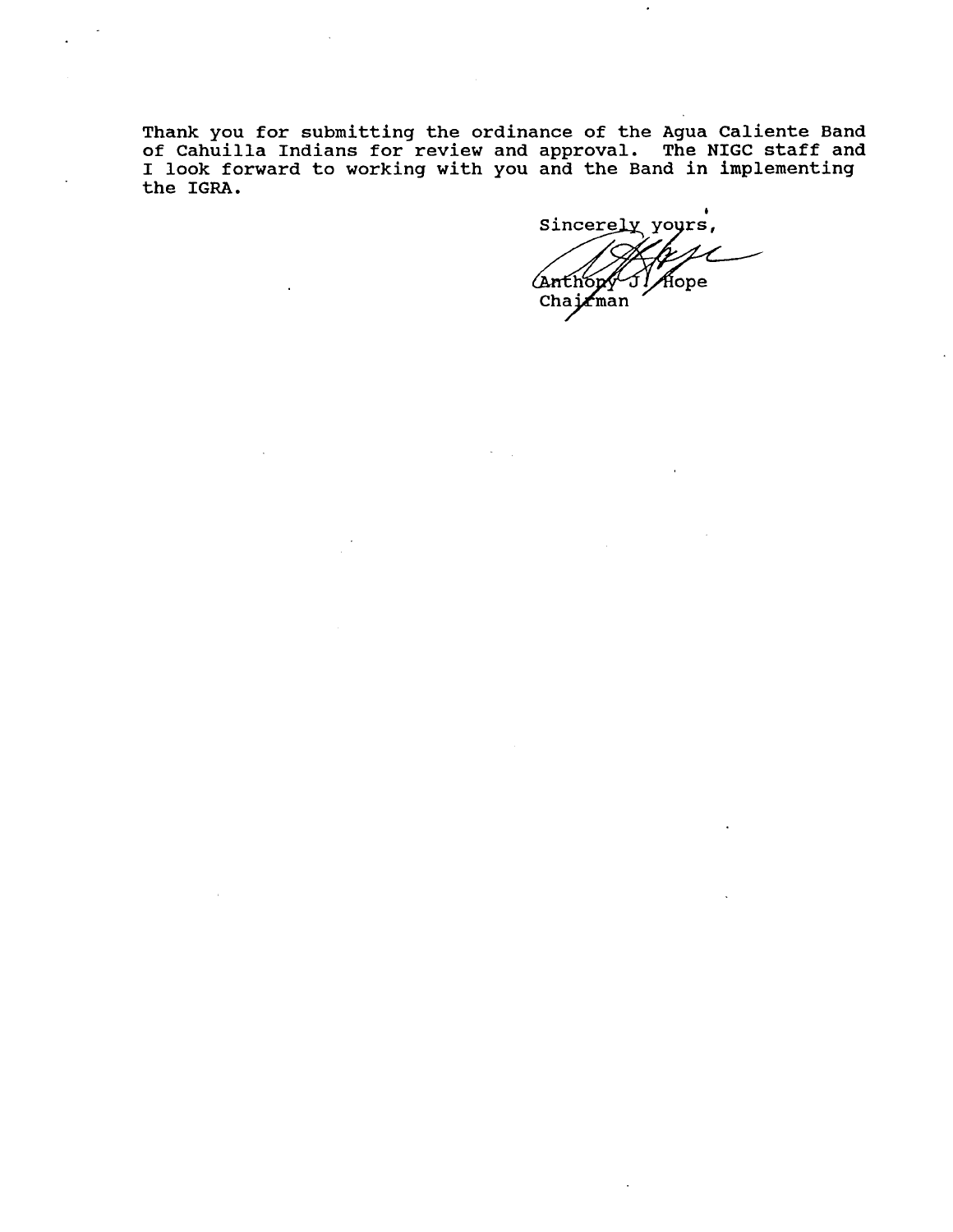Thank you for submitting the ordinance of the Agua Caliente Band of Cahuilla Indians for review and approval. The NIGC staff and I look forward to working with you and the Band in implementing the IGRA.

Sincerely yours,

Anthony J. Hope
Chairman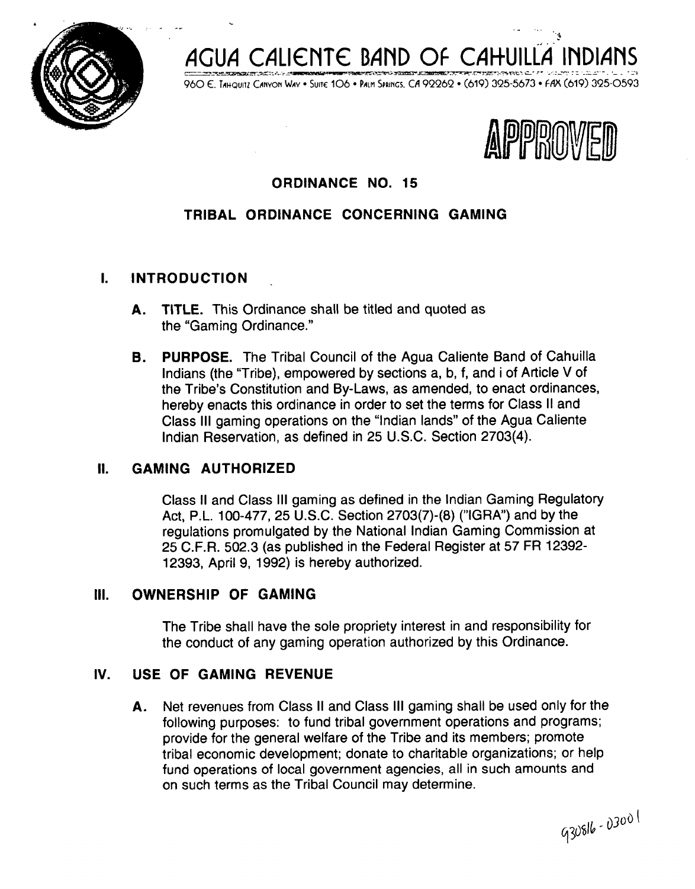# AGUA CALIENTE BAND OF CAHUILLA INDIANS

960 E. Tahquitz Canyon Way • Suite 106 • Palm Springs, CA 92262 • (619) 325-5673 • FAX (619) 325-0593

APPROVED

## ORDINANCE NO. 15

## TRIBAL ORDINANCE CONCERNING GAMING

### I. INTRODUCTION

**A. TITLE.** This Ordinance shall be titled and quoted as the "Gaming Ordinance."

**B. PURPOSE.** The Tribal Council of the Agua Caliente Band of Cahuilla Indians (the "Tribe), empowered by sections a, b, f, and i of Article V of the Tribe's Constitution and By-Laws, as amended, to enact ordinances, hereby enacts this ordinance in order to set the terms for Class II and Class III gaming operations on the "Indian lands" of the Agua Caliente Indian Reservation, as defined in 25 U.S.C. Section 2703(4).

### II. GAMING AUTHORIZED

Class II and Class III gaming as defined in the Indian Gaming Regulatory Act, P.L. 100-477, 25 U.S.C. Section 2703(7)-(8) ("IGRA") and by the regulations promulgated by the National Indian Gaming Commission at 25 C.F.R. 502.3 (as published in the Federal Register at 57 FR 12392-12393, April 9, 1992) is hereby authorized.

### III. OWNERSHIP OF GAMING

The Tribe shall have the sole propriety interest in and responsibility for the conduct of any gaming operation authorized by this Ordinance.

### IV. USE OF GAMING REVENUE

**A.** Net revenues from Class II and Class III gaming shall be used only for the following purposes: to fund tribal government operations and programs; provide for the general welfare of the Tribe and its members; promote tribal economic development; donate to charitable organizations; or help fund operations of local government agencies, all in such amounts and on such terms as the Tribal Council may determine.

930816-03001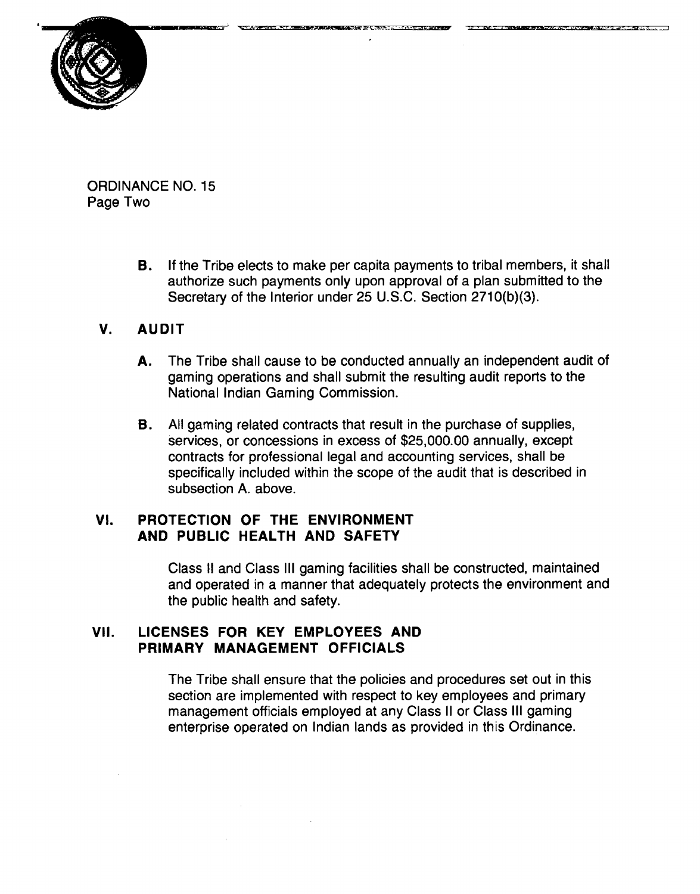ORDINANCE NO. 15
Page Two

**B.** If the Tribe elects to make per capita payments to tribal members, it shall authorize such payments only upon approval of a plan submitted to the Secretary of the Interior under 25 U.S.C. Section 2710(b)(3).

## V. AUDIT

**A.** The Tribe shall cause to be conducted annually an independent audit of gaming operations and shall submit the resulting audit reports to the National Indian Gaming Commission.

**B.** All gaming related contracts that result in the purchase of supplies, services, or concessions in excess of $25,000.00 annually, except contracts for professional legal and accounting services, shall be specifically included within the scope of the audit that is described in subsection A. above.

## VI. PROTECTION OF THE ENVIRONMENT AND PUBLIC HEALTH AND SAFETY

Class II and Class III gaming facilities shall be constructed, maintained and operated in a manner that adequately protects the environment and the public health and safety.

## VII. LICENSES FOR KEY EMPLOYEES AND PRIMARY MANAGEMENT OFFICIALS

The Tribe shall ensure that the policies and procedures set out in this section are implemented with respect to key employees and primary management officials employed at any Class II or Class III gaming enterprise operated on Indian lands as provided in this Ordinance.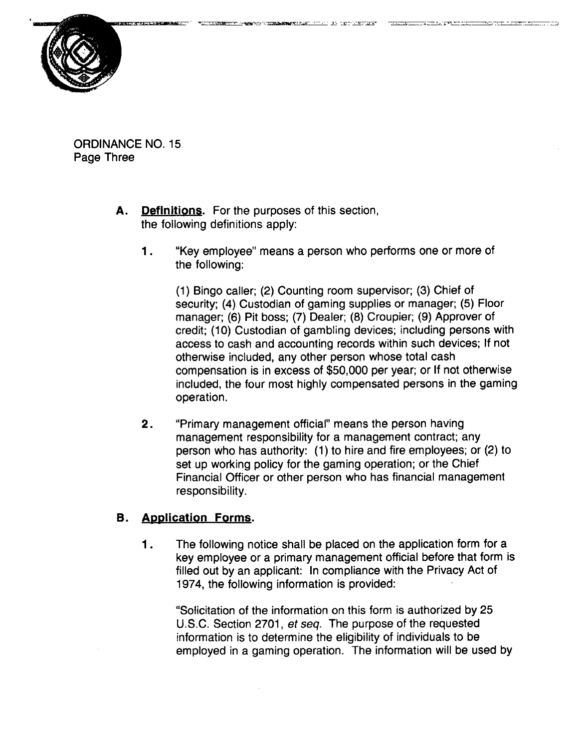ORDINANCE NO. 15
Page Three

**A. Definitions.** For the purposes of this section, the following definitions apply:

1. "Key employee" means a person who performs one or more of the following:

   (1) Bingo caller; (2) Counting room supervisor; (3) Chief of security; (4) Custodian of gaming supplies or manager; (5) Floor manager; (6) Pit boss; (7) Dealer; (8) Croupier; (9) Approver of credit; (10) Custodian of gambling devices; including persons with access to cash and accounting records within such devices; If not otherwise included, any other person whose total cash compensation is in excess of $50,000 per year; or If not otherwise included, the four most highly compensated persons in the gaming operation.

2. "Primary management official" means the person having management responsibility for a management contract; any person who has authority: (1) to hire and fire employees; or (2) to set up working policy for the gaming operation; or the Chief Financial Officer or other person who has financial management responsibility.

**B. Application Forms.**

1. The following notice shall be placed on the application form for a key employee or a primary management official before that form is filled out by an applicant: In compliance with the Privacy Act of 1974, the following information is provided:

   "Solicitation of the information on this form is authorized by 25 U.S.C. Section 2701, *et seq.* The purpose of the requested information is to determine the eligibility of individuals to be employed in a gaming operation. The information will be used by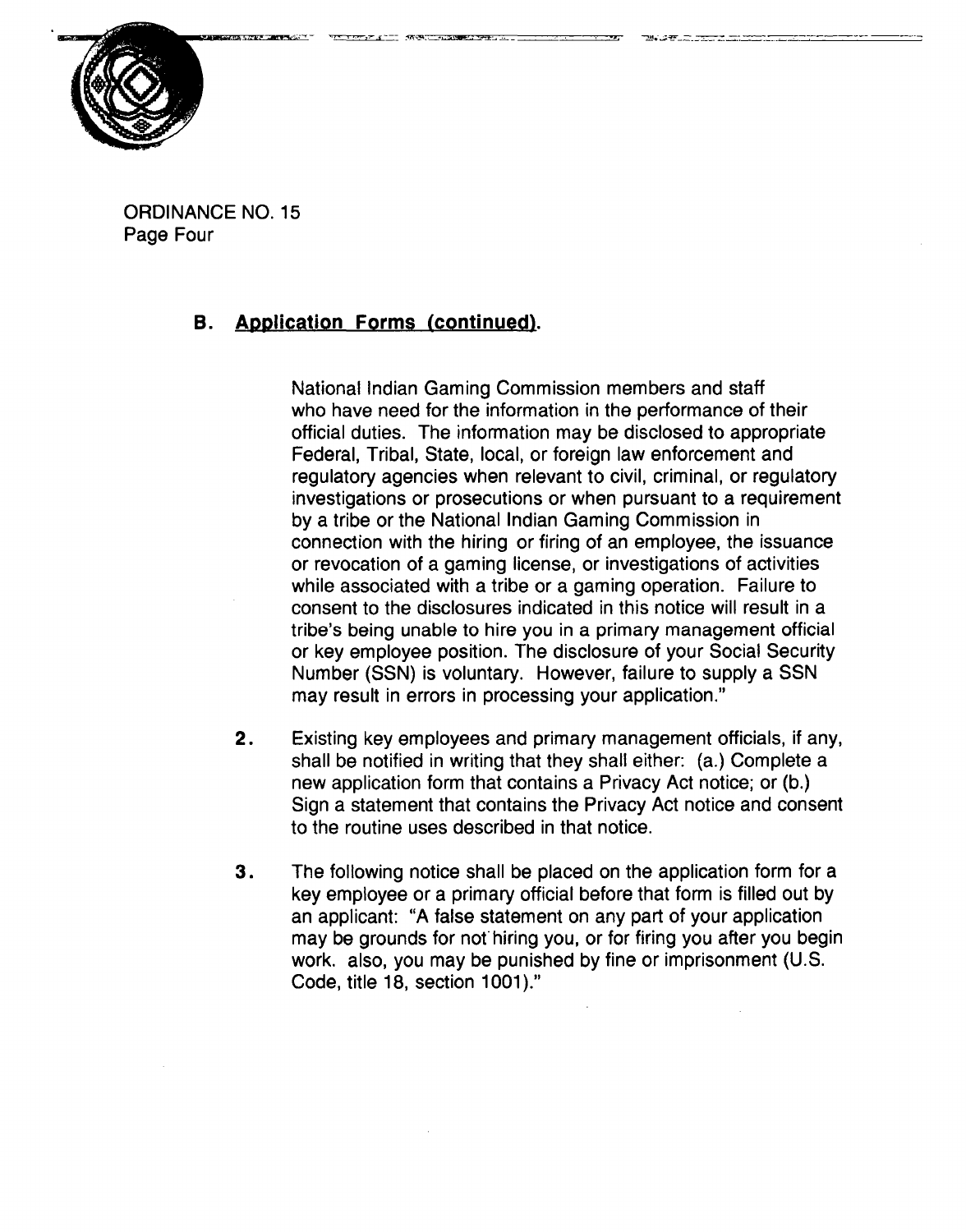ORDINANCE NO. 15
Page Four

### B. Application Forms (continued).

National Indian Gaming Commission members and staff who have need for the information in the performance of their official duties. The information may be disclosed to appropriate Federal, Tribal, State, local, or foreign law enforcement and regulatory agencies when relevant to civil, criminal, or regulatory investigations or prosecutions or when pursuant to a requirement by a tribe or the National Indian Gaming Commission in connection with the hiring or firing of an employee, the issuance or revocation of a gaming license, or investigations of activities while associated with a tribe or a gaming operation. Failure to consent to the disclosures indicated in this notice will result in a tribe's being unable to hire you in a primary management official or key employee position. The disclosure of your Social Security Number (SSN) is voluntary. However, failure to supply a SSN may result in errors in processing your application."

2. Existing key employees and primary management officials, if any, shall be notified in writing that they shall either: (a.) Complete a new application form that contains a Privacy Act notice; or (b.) Sign a statement that contains the Privacy Act notice and consent to the routine uses described in that notice.

3. The following notice shall be placed on the application form for a key employee or a primary official before that form is filled out by an applicant: "A false statement on any part of your application may be grounds for not hiring you, or for firing you after you begin work. also, you may be punished by fine or imprisonment (U.S. Code, title 18, section 1001)."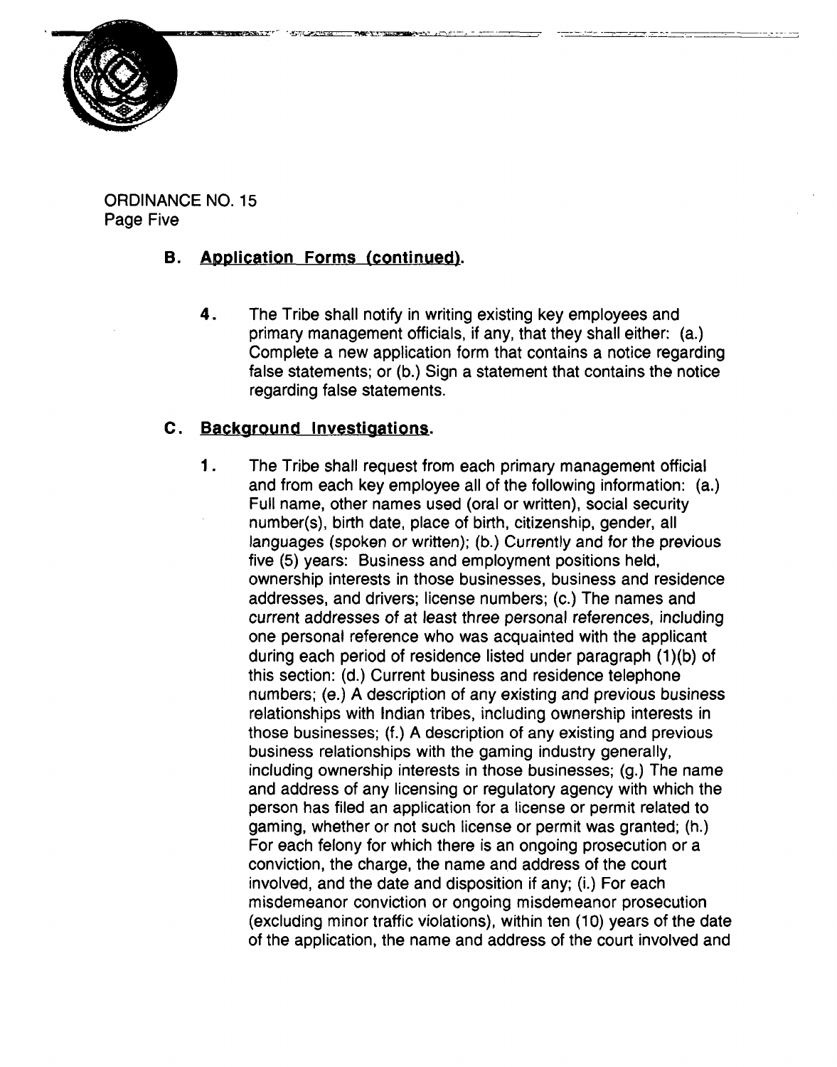ORDINANCE NO. 15
Page Five

## B. Application Forms (continued).

4. The Tribe shall notify in writing existing key employees and primary management officials, if any, that they shall either: (a.) Complete a new application form that contains a notice regarding false statements; or (b.) Sign a statement that contains the notice regarding false statements.

## C. Background Investigations.

1. The Tribe shall request from each primary management official and from each key employee all of the following information: (a.) Full name, other names used (oral or written), social security number(s), birth date, place of birth, citizenship, gender, all languages (spoken or written); (b.) Currently and for the previous five (5) years: Business and employment positions held, ownership interests in those businesses, business and residence addresses, and drivers; license numbers; (c.) The names and current addresses of at least three personal references, including one personal reference who was acquainted with the applicant during each period of residence listed under paragraph (1)(b) of this section: (d.) Current business and residence telephone numbers; (e.) A description of any existing and previous business relationships with Indian tribes, including ownership interests in those businesses; (f.) A description of any existing and previous business relationships with the gaming industry generally, including ownership interests in those businesses; (g.) The name and address of any licensing or regulatory agency with which the person has filed an application for a license or permit related to gaming, whether or not such license or permit was granted; (h.) For each felony for which there is an ongoing prosecution or a conviction, the charge, the name and address of the court involved, and the date and disposition if any; (i.) For each misdemeanor conviction or ongoing misdemeanor prosecution (excluding minor traffic violations), within ten (10) years of the date of the application, the name and address of the court involved and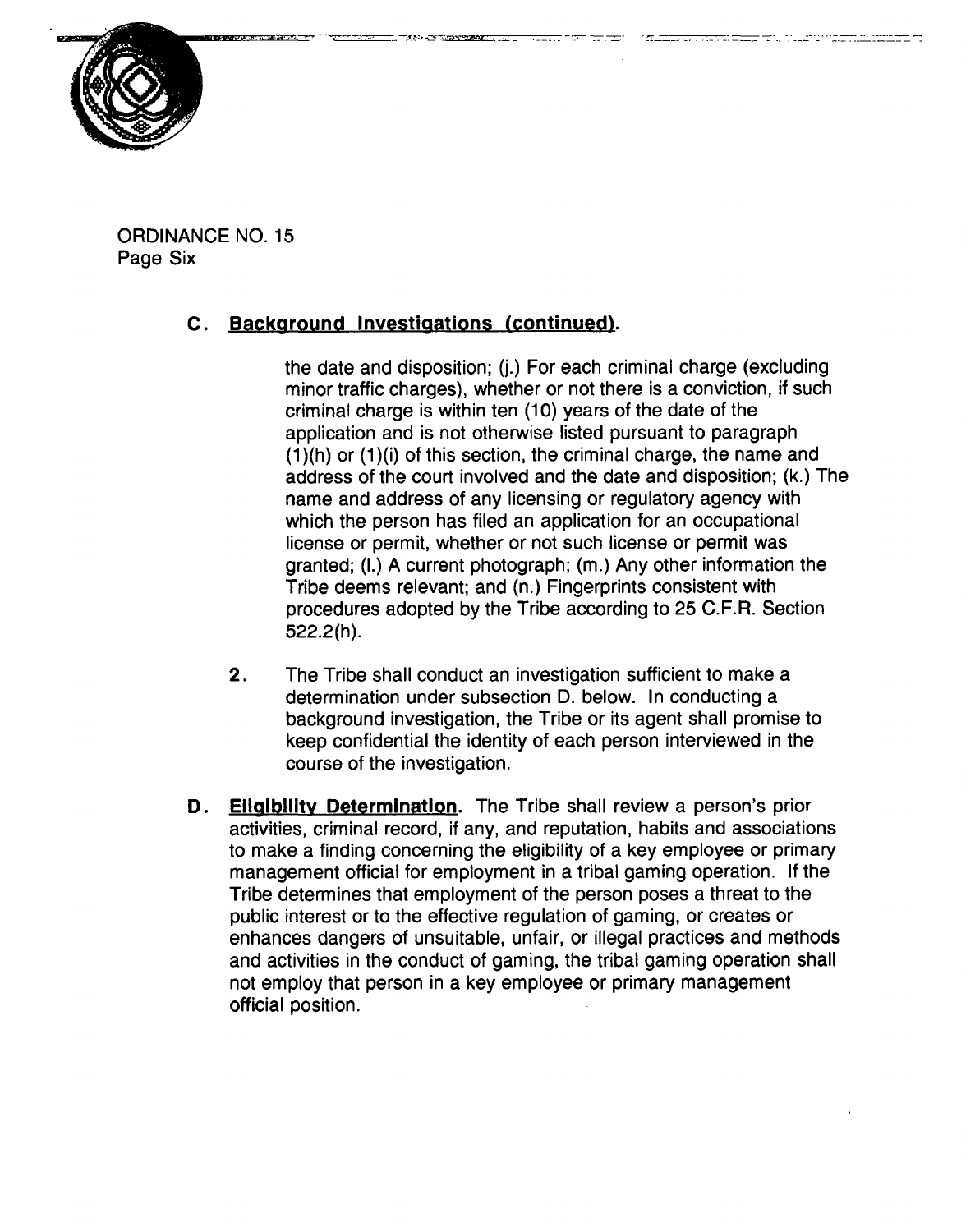ORDINANCE NO. 15
Page Six

### C. Background Investigations (continued).

the date and disposition; (j.) For each criminal charge (excluding minor traffic charges), whether or not there is a conviction, if such criminal charge is within ten (10) years of the date of the application and is not otherwise listed pursuant to paragraph (1)(h) or (1)(i) of this section, the criminal charge, the name and address of the court involved and the date and disposition; (k.) The name and address of any licensing or regulatory agency with which the person has filed an application for an occupational license or permit, whether or not such license or permit was granted; (l.) A current photograph; (m.) Any other information the Tribe deems relevant; and (n.) Fingerprints consistent with procedures adopted by the Tribe according to 25 C.F.R. Section 522.2(h).

2. The Tribe shall conduct an investigation sufficient to make a determination under subsection D. below. In conducting a background investigation, the Tribe or its agent shall promise to keep confidential the identity of each person interviewed in the course of the investigation.

**D. Eligibility Determination.** The Tribe shall review a person's prior activities, criminal record, if any, and reputation, habits and associations to make a finding concerning the eligibility of a key employee or primary management official for employment in a tribal gaming operation. If the Tribe determines that employment of the person poses a threat to the public interest or to the effective regulation of gaming, or creates or enhances dangers of unsuitable, unfair, or illegal practices and methods and activities in the conduct of gaming, the tribal gaming operation shall not employ that person in a key employee or primary management official position.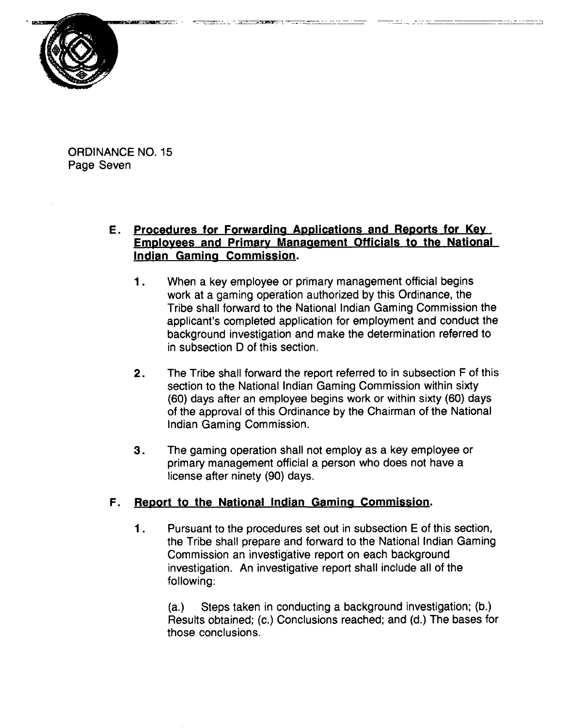ORDINANCE NO. 15
Page Seven

### E. Procedures for Forwarding Applications and Reports for Key Employees and Primary Management Officials to the National Indian Gaming Commission.

1. When a key employee or primary management official begins work at a gaming operation authorized by this Ordinance, the Tribe shall forward to the National Indian Gaming Commission the applicant's completed application for employment and conduct the background investigation and make the determination referred to in subsection D of this section.

2. The Tribe shall forward the report referred to in subsection F of this section to the National Indian Gaming Commission within sixty (60) days after an employee begins work or within sixty (60) days of the approval of this Ordinance by the Chairman of the National Indian Gaming Commission.

3. The gaming operation shall not employ as a key employee or primary management official a person who does not have a license after ninety (90) days.

### F. Report to the National Indian Gaming Commission.

1. Pursuant to the procedures set out in subsection E of this section, the Tribe shall prepare and forward to the National Indian Gaming Commission an investigative report on each background investigation. An investigative report shall include all of the following:

   (a.) Steps taken in conducting a background investigation; (b.) Results obtained; (c.) Conclusions reached; and (d.) The bases for those conclusions.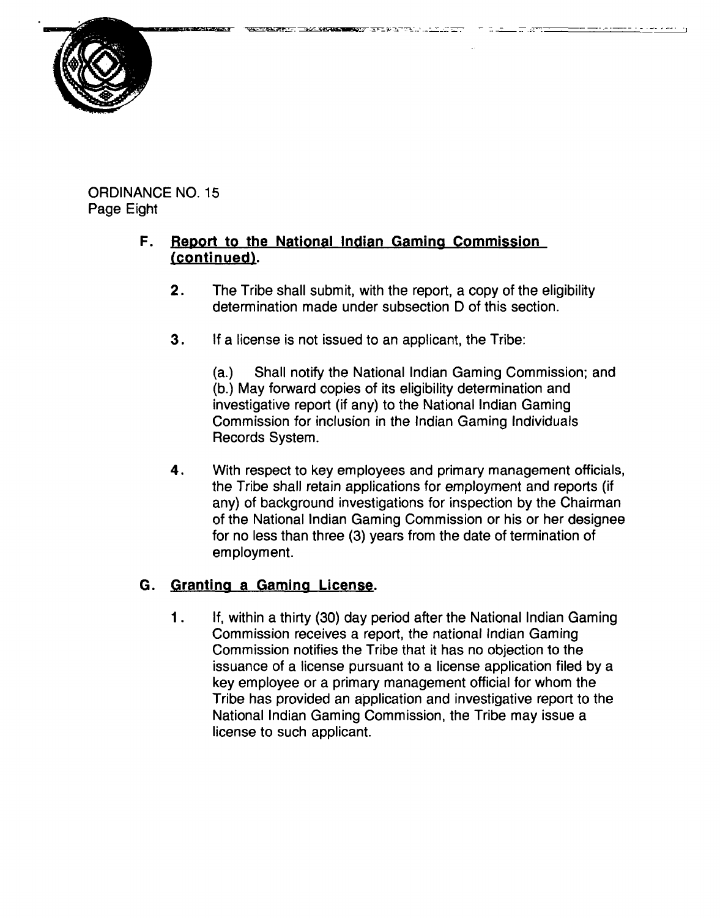ORDINANCE NO. 15
Page Eight

**F. Report to the National Indian Gaming Commission (continued).**

**2.** The Tribe shall submit, with the report, a copy of the eligibility determination made under subsection D of this section.

**3.** If a license is not issued to an applicant, the Tribe:

(a.) Shall notify the National Indian Gaming Commission; and
(b.) May forward copies of its eligibility determination and investigative report (if any) to the National Indian Gaming Commission for inclusion in the Indian Gaming Individuals Records System.

**4.** With respect to key employees and primary management officials, the Tribe shall retain applications for employment and reports (if any) of background investigations for inspection by the Chairman of the National Indian Gaming Commission or his or her designee for no less than three (3) years from the date of termination of employment.

**G. Granting a Gaming License.**

**1.** If, within a thirty (30) day period after the National Indian Gaming Commission receives a report, the national Indian Gaming Commission notifies the Tribe that it has no objection to the issuance of a license pursuant to a license application filed by a key employee or a primary management official for whom the Tribe has provided an application and investigative report to the National Indian Gaming Commission, the Tribe may issue a license to such applicant.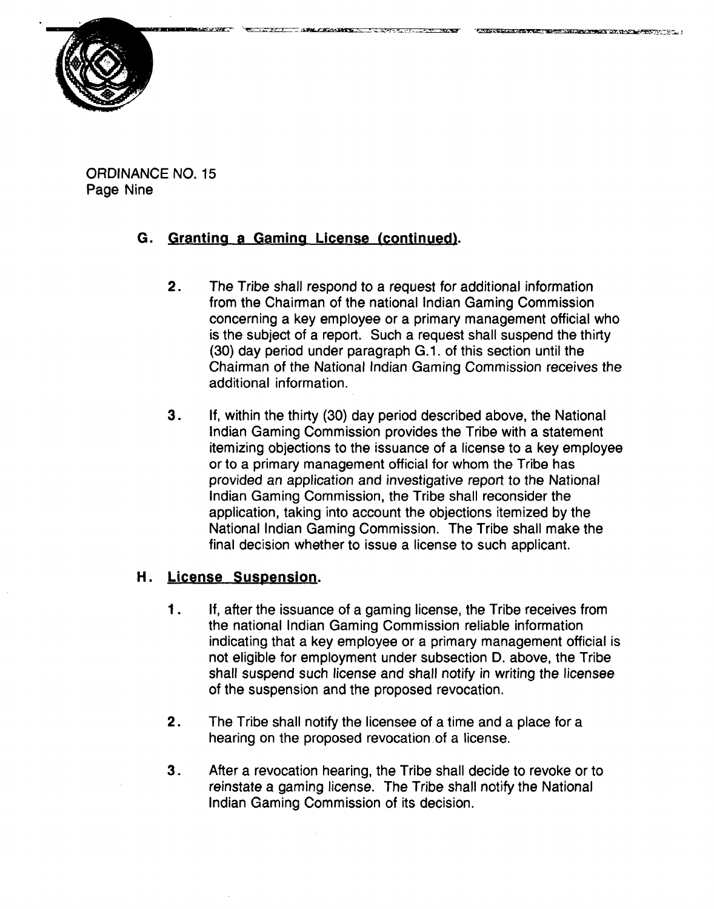ORDINANCE NO. 15
Page Nine

## G. Granting a Gaming License (continued).

2. The Tribe shall respond to a request for additional information from the Chairman of the national Indian Gaming Commission concerning a key employee or a primary management official who is the subject of a report. Such a request shall suspend the thirty (30) day period under paragraph G.1. of this section until the Chairman of the National Indian Gaming Commission receives the additional information.

3. If, within the thirty (30) day period described above, the National Indian Gaming Commission provides the Tribe with a statement itemizing objections to the issuance of a license to a key employee or to a primary management official for whom the Tribe has provided an application and investigative report to the National Indian Gaming Commission, the Tribe shall reconsider the application, taking into account the objections itemized by the National Indian Gaming Commission. The Tribe shall make the final decision whether to issue a license to such applicant.

## H. License Suspension.

1. If, after the issuance of a gaming license, the Tribe receives from the national Indian Gaming Commission reliable information indicating that a key employee or a primary management official is not eligible for employment under subsection D. above, the Tribe shall suspend such license and shall notify in writing the licensee of the suspension and the proposed revocation.

2. The Tribe shall notify the licensee of a time and a place for a hearing on the proposed revocation of a license.

3. After a revocation hearing, the Tribe shall decide to revoke or to reinstate a gaming license. The Tribe shall notify the National Indian Gaming Commission of its decision.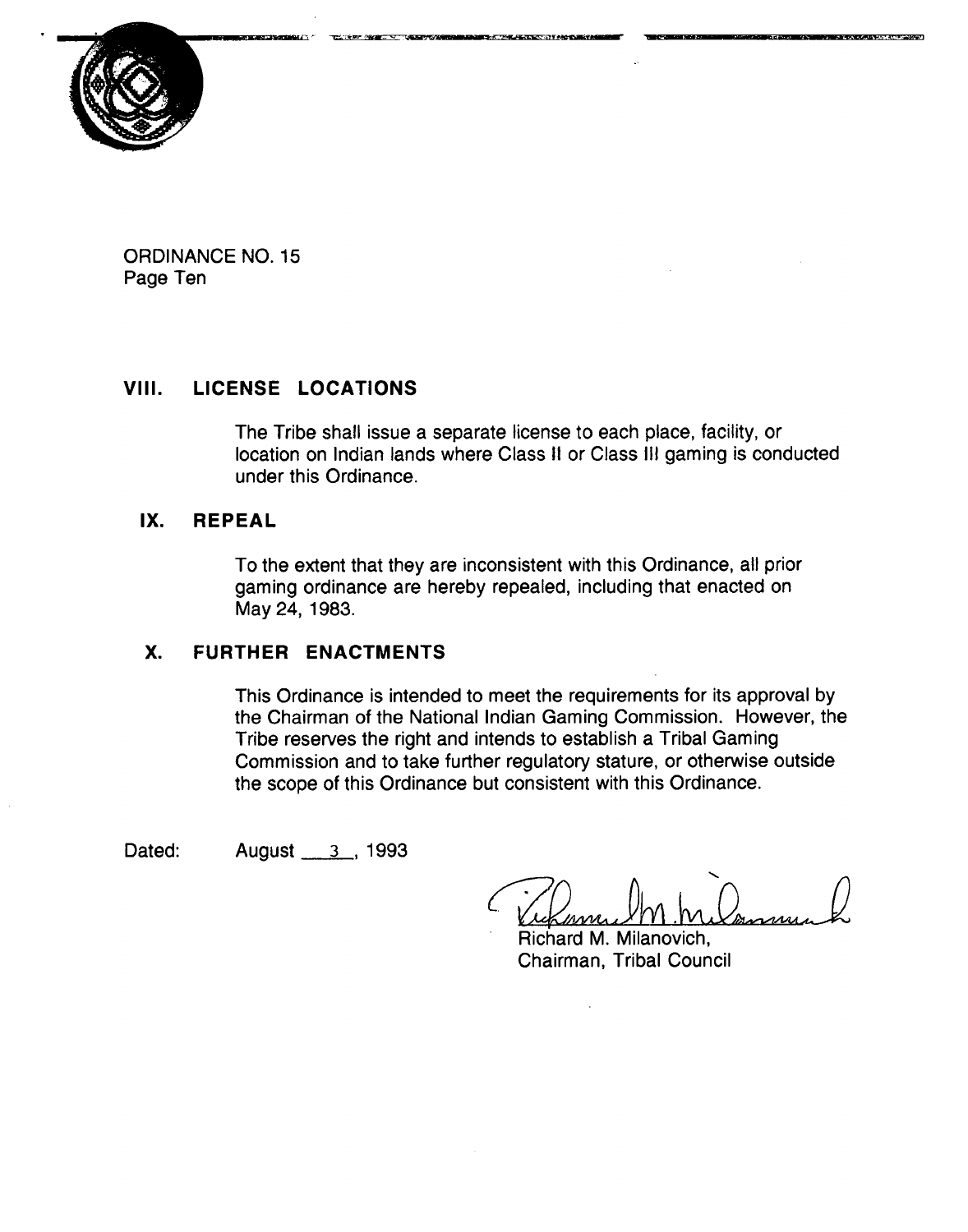ORDINANCE NO. 15
Page Ten

## VIII. LICENSE LOCATIONS

The Tribe shall issue a separate license to each place, facility, or location on Indian lands where Class II or Class III gaming is conducted under this Ordinance.

## IX. REPEAL

To the extent that they are inconsistent with this Ordinance, all prior gaming ordinance are hereby repealed, including that enacted on May 24, 1983.

## X. FURTHER ENACTMENTS

This Ordinance is intended to meet the requirements for its approval by the Chairman of the National Indian Gaming Commission. However, the Tribe reserves the right and intends to establish a Tribal Gaming Commission and to take further regulatory stature, or otherwise outside the scope of this Ordinance but consistent with this Ordinance.

Dated: August 3, 1993

Richard M. Milanovich,
Chairman, Tribal Council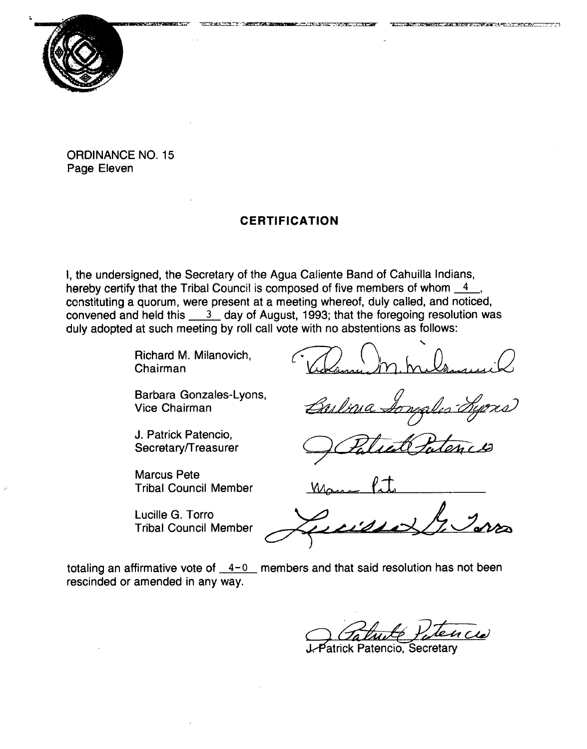ORDINANCE NO. 15
Page Eleven

## CERTIFICATION

I, the undersigned, the Secretary of the Agua Caliente Band of Cahuilla Indians, hereby certify that the Tribal Council is composed of five members of whom 4, constituting a quorum, were present at a meeting whereof, duly called, and noticed, convened and held this 3 day of August, 1993; that the foregoing resolution was duly adopted at such meeting by roll call vote with no abstentions as follows:

| | |
|---|---|
| Richard M. Milanovich, Chairman | Richard M. Milanovich |
| Barbara Gonzales-Lyons, Vice Chairman | Barbara Gonzales-Lyons |
| J. Patrick Patencio, Secretary/Treasurer | J. Patrick Patencio |
| Marcus Pete Tribal Council Member | Marcus Pete |
| Lucille G. Torro Tribal Council Member | Lucille G. Torro |

totaling an affirmative vote of 4-0 members and that said resolution has not been rescinded or amended in any way.

J. Patrick Patencio

J. Patrick Patencio, Secretary